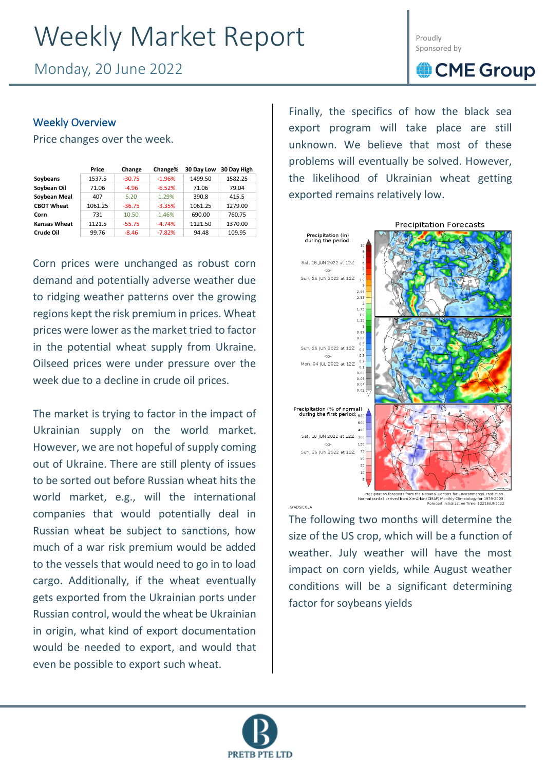# Weekly Market Report

Monday, 20 June 2022

Proudly Sponsored by CME Group

## Weekly Overview

Price changes over the week.

| | Price | Change | Change% | 30 Day Low | 30 Day High |
|---|---|---|---|---|---|
| Soybeans | 1537.5 | -30.75 | -1.96% | 1499.50 | 1582.25 |
| Soybean Oil | 71.06 | -4.96 | -6.52% | 71.06 | 79.04 |
| Soybean Meal | 407 | 5.20 | 1.29% | 390.8 | 415.5 |
| CBOT Wheat | 1061.25 | -36.75 | -3.35% | 1061.25 | 1279.00 |
| Corn | 731 | 10.50 | 1.46% | 690.00 | 760.75 |
| Kansas Wheat | 1121.5 | -55.75 | -4.74% | 1121.50 | 1370.00 |
| Crude Oil | 99.76 | -8.46 | -7.82% | 94.48 | 109.95 |

Corn prices were unchanged as robust corn demand and potentially adverse weather due to ridging weather patterns over the growing regions kept the risk premium in prices. Wheat prices were lower as the market tried to factor in the potential wheat supply from Ukraine. Oilseed prices were under pressure over the week due to a decline in crude oil prices.

The market is trying to factor in the impact of Ukrainian supply on the world market. However, we are not hopeful of supply coming out of Ukraine. There are still plenty of issues to be sorted out before Russian wheat hits the world market, e.g., will the international companies that would potentially deal in Russian wheat be subject to sanctions, how much of a war risk premium would be added to the vessels that would need to go in to load cargo. Additionally, if the wheat eventually gets exported from the Ukrainian ports under Russian control, would the wheat be Ukrainian in origin, what kind of export documentation would be needed to export, and would that even be possible to export such wheat.

Finally, the specifics of how the black sea export program will take place are still unknown. We believe that most of these problems will eventually be solved. However, the likelihood of Ukrainian wheat getting exported remains relatively low.

Precipitation Forecasts

The following two months will determine the size of the US crop, which will be a function of weather. July weather will have the most impact on corn yields, while August weather conditions will be a significant determining factor for soybeans yields

PRETB PTE LTD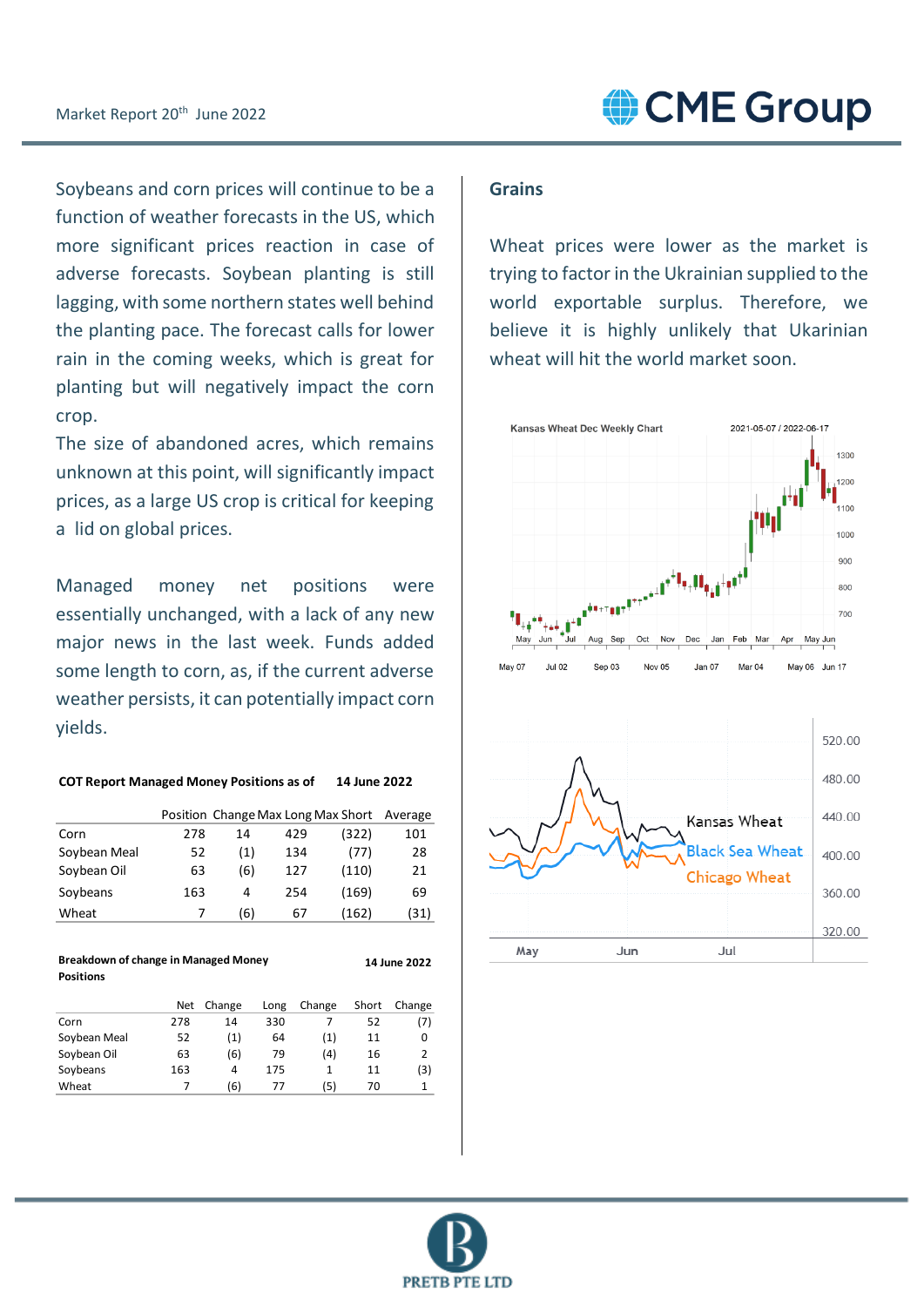Soybeans and corn prices will continue to be a function of weather forecasts in the US, which more significant prices reaction in case of adverse forecasts. Soybean planting is still lagging, with some northern states well behind the planting pace. The forecast calls for lower rain in the coming weeks, which is great for planting but will negatively impact the corn crop.

The size of abandoned acres, which remains unknown at this point, will significantly impact prices, as a large US crop is critical for keeping a lid on global prices.

Managed money net positions were essentially unchanged, with a lack of any new major news in the last week. Funds added some length to corn, as, if the current adverse weather persists, it can potentially impact corn yields.

**COT Report Managed Money Positions as of 14 June 2022**

| | Position | Change | Max Long | Max Short | Average |
|---|---|---|---|---|---|
| Corn | 278 | 14 | 429 | (322) | 101 |
| Soybean Meal | 52 | (1) | 134 | (77) | 28 |
| Soybean Oil | 63 | (6) | 127 | (110) | 21 |
| Soybeans | 163 | 4 | 254 | (169) | 69 |
| Wheat | 7 | (6) | 67 | (162) | (31) |

**Breakdown of change in Managed Money Positions 14 June 2022**

| | Net | Change | Long | Change | Short | Change |
|---|---|---|---|---|---|---|
| Corn | 278 | 14 | 330 | 7 | 52 | (7) |
| Soybean Meal | 52 | (1) | 64 | (1) | 11 | 0 |
| Soybean Oil | 63 | (6) | 79 | (4) | 16 | 2 |
| Soybeans | 163 | 4 | 175 | 1 | 11 | (3) |
| Wheat | 7 | (6) | 77 | (5) | 70 | 1 |

## Grains

Wheat prices were lower as the market is trying to factor in the Ukrainian supplied to the world exportable surplus. Therefore, we believe it is highly unlikely that Ukarinian wheat will hit the world market soon.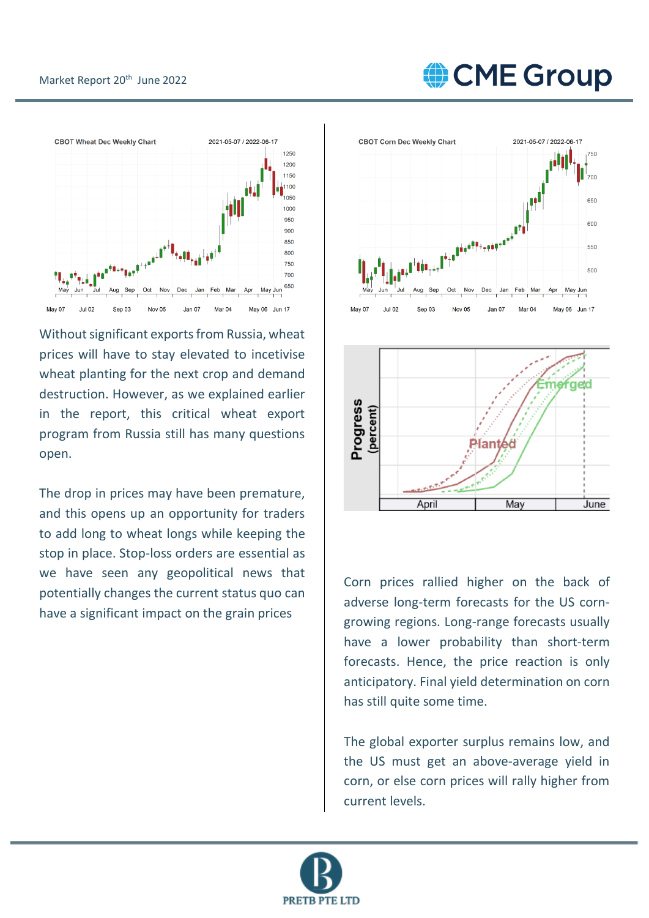Without significant exports from Russia, wheat prices will have to stay elevated to incetivise wheat planting for the next crop and demand destruction. However, as we explained earlier in the report, this critical wheat export program from Russia still has many questions open.

The drop in prices may have been premature, and this opens up an opportunity for traders to add long to wheat longs while keeping the stop in place. Stop-loss orders are essential as we have seen any geopolitical news that potentially changes the current status quo can have a significant impact on the grain prices

Corn prices rallied higher on the back of adverse long-term forecasts for the US corn-growing regions. Long-range forecasts usually have a lower probability than short-term forecasts. Hence, the price reaction is only anticipatory. Final yield determination on corn has still quite some time.

The global exporter surplus remains low, and the US must get an above-average yield in corn, or else corn prices will rally higher from current levels.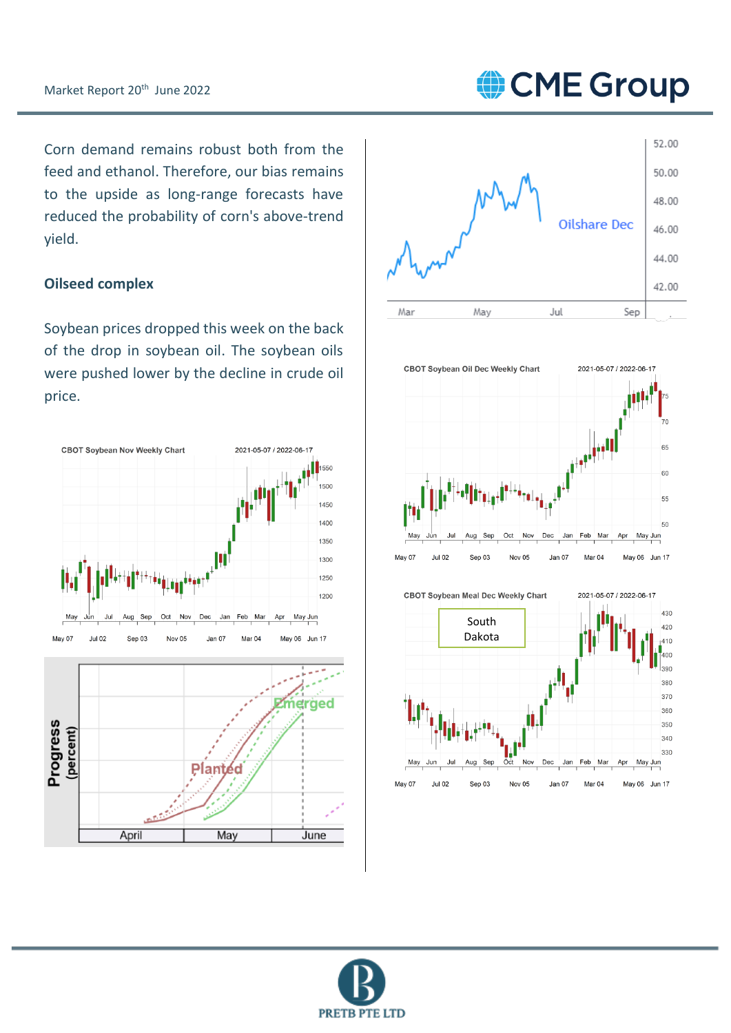Corn demand remains robust both from the feed and ethanol. Therefore, our bias remains to the upside as long-range forecasts have reduced the probability of corn's above-trend yield.

## Oilseed complex

Soybean prices dropped this week on the back of the drop in soybean oil. The soybean oils were pushed lower by the decline in crude oil price.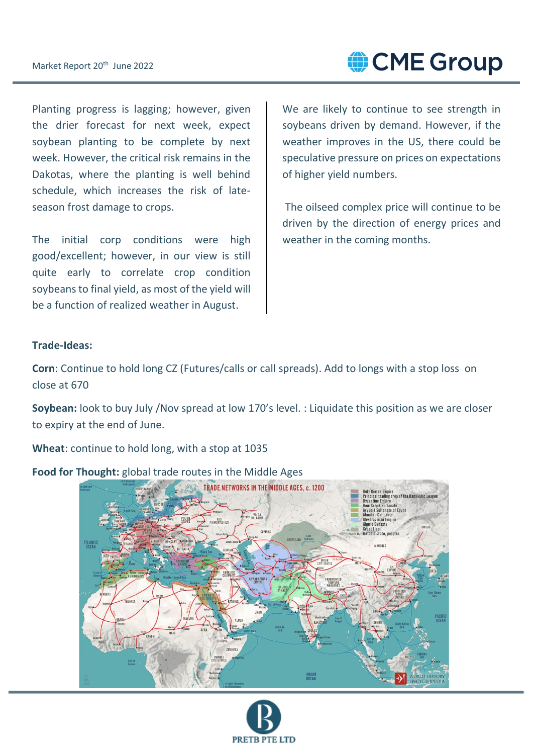Planting progress is lagging; however, given the drier forecast for next week, expect soybean planting to be complete by next week. However, the critical risk remains in the Dakotas, where the planting is well behind schedule, which increases the risk of late-season frost damage to crops.

The initial corp conditions were high good/excellent; however, in our view is still quite early to correlate crop condition soybeans to final yield, as most of the yield will be a function of realized weather in August.

We are likely to continue to see strength in soybeans driven by demand. However, if the weather improves in the US, there could be speculative pressure on prices on expectations of higher yield numbers.

The oilseed complex price will continue to be driven by the direction of energy prices and weather in the coming months.

**Trade-Ideas:**

**Corn**: Continue to hold long CZ (Futures/calls or call spreads). Add to longs with a stop loss on close at 670

**Soybean:** look to buy July /Nov spread at low 170's level. : Liquidate this position as we are closer to expiry at the end of June.

**Wheat**: continue to hold long, with a stop at 1035

**Food for Thought:** global trade routes in the Middle Ages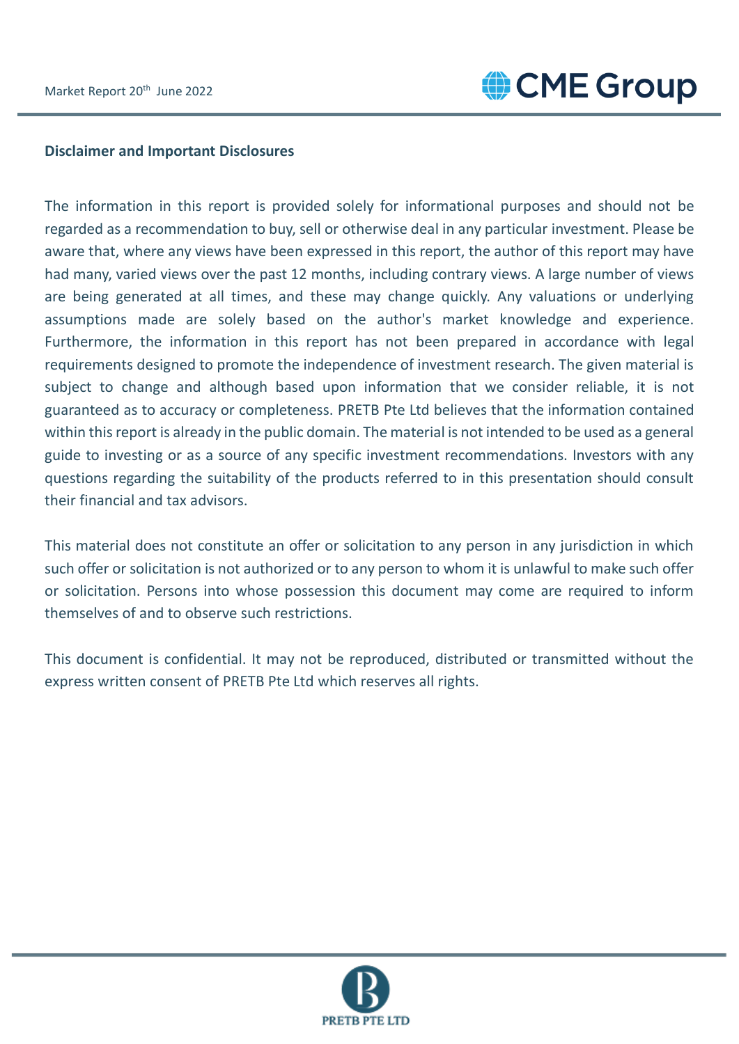## Disclaimer and Important Disclosures

The information in this report is provided solely for informational purposes and should not be regarded as a recommendation to buy, sell or otherwise deal in any particular investment. Please be aware that, where any views have been expressed in this report, the author of this report may have had many, varied views over the past 12 months, including contrary views. A large number of views are being generated at all times, and these may change quickly. Any valuations or underlying assumptions made are solely based on the author's market knowledge and experience. Furthermore, the information in this report has not been prepared in accordance with legal requirements designed to promote the independence of investment research. The given material is subject to change and although based upon information that we consider reliable, it is not guaranteed as to accuracy or completeness. PRETB Pte Ltd believes that the information contained within this report is already in the public domain. The material is not intended to be used as a general guide to investing or as a source of any specific investment recommendations. Investors with any questions regarding the suitability of the products referred to in this presentation should consult their financial and tax advisors.

This material does not constitute an offer or solicitation to any person in any jurisdiction in which such offer or solicitation is not authorized or to any person to whom it is unlawful to make such offer or solicitation. Persons into whose possession this document may come are required to inform themselves of and to observe such restrictions.

This document is confidential. It may not be reproduced, distributed or transmitted without the express written consent of PRETB Pte Ltd which reserves all rights.